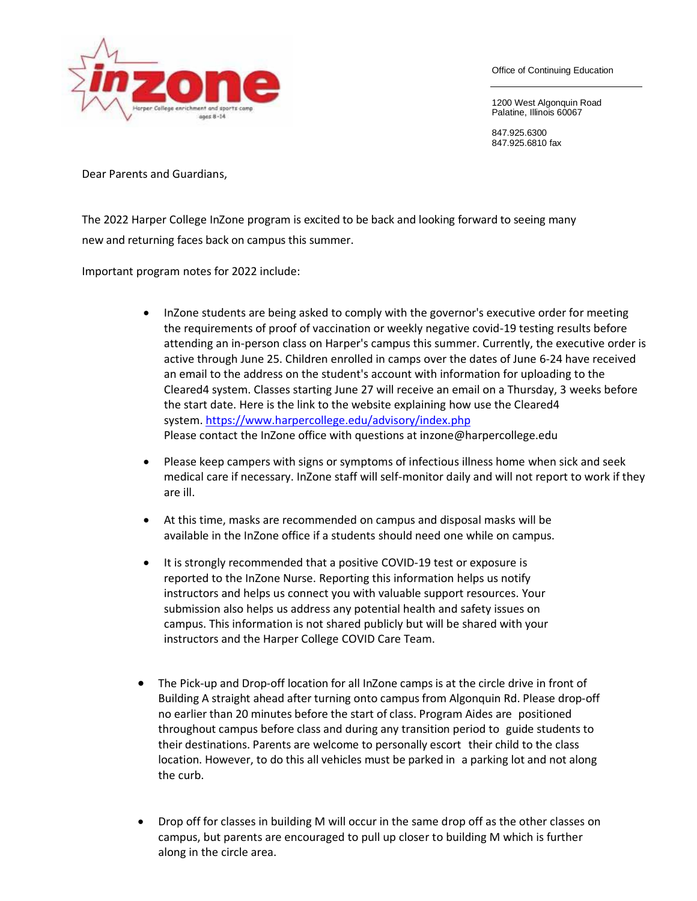inzone
Harper College enrichment and sports camp
ages 8-14

Office of Continuing Education

1200 West Algonquin Road
Palatine, Illinois 60067

847.925.6300
847.925.6810 fax

Dear Parents and Guardians,

The 2022 Harper College InZone program is excited to be back and looking forward to seeing many new and returning faces back on campus this summer.

Important program notes for 2022 include:

- InZone students are being asked to comply with the governor's executive order for meeting the requirements of proof of vaccination or weekly negative covid-19 testing results before attending an in-person class on Harper's campus this summer. Currently, the executive order is active through June 25. Children enrolled in camps over the dates of June 6-24 have received an email to the address on the student's account with information for uploading to the Cleared4 system. Classes starting June 27 will receive an email on a Thursday, 3 weeks before the start date. Here is the link to the website explaining how use the Cleared4 system. [https://www.harpercollege.edu/advisory/index.php](https://www.harpercollege.edu/advisory/index.php)
  Please contact the InZone office with questions at inzone@harpercollege.edu

- Please keep campers with signs or symptoms of infectious illness home when sick and seek medical care if necessary. InZone staff will self-monitor daily and will not report to work if they are ill.

- At this time, masks are recommended on campus and disposal masks will be available in the InZone office if a students should need one while on campus.

- It is strongly recommended that a positive COVID-19 test or exposure is reported to the InZone Nurse. Reporting this information helps us notify instructors and helps us connect you with valuable support resources. Your submission also helps us address any potential health and safety issues on campus. This information is not shared publicly but will be shared with your instructors and the Harper College COVID Care Team.

- The Pick-up and Drop-off location for all InZone camps is at the circle drive in front of Building A straight ahead after turning onto campus from Algonquin Rd. Please drop-off no earlier than 20 minutes before the start of class. Program Aides are positioned throughout campus before class and during any transition period to guide students to their destinations. Parents are welcome to personally escort their child to the class location. However, to do this all vehicles must be parked in a parking lot and not along the curb.

- Drop off for classes in building M will occur in the same drop off as the other classes on campus, but parents are encouraged to pull up closer to building M which is further along in the circle area.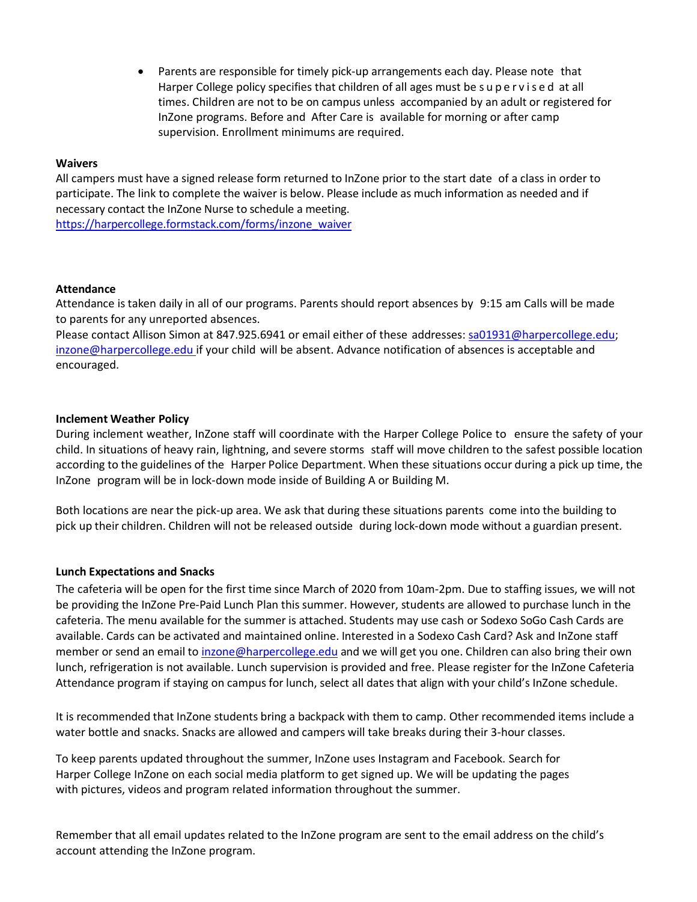- Parents are responsible for timely pick-up arrangements each day. Please note that Harper College policy specifies that children of all ages must be supervised at all times. Children are not to be on campus unless accompanied by an adult or registered for InZone programs. Before and After Care is available for morning or after camp supervision. Enrollment minimums are required.

**Waivers**

All campers must have a signed release form returned to InZone prior to the start date of a class in order to participate. The link to complete the waiver is below. Please include as much information as needed and if necessary contact the InZone Nurse to schedule a meeting.
[https://harpercollege.formstack.com/forms/inzone_waiver](https://harpercollege.formstack.com/forms/inzone_waiver)

**Attendance**

Attendance is taken daily in all of our programs. Parents should report absences by 9:15 am Calls will be made to parents for any unreported absences.
Please contact Allison Simon at 847.925.6941 or email either of these addresses: sa01931@harpercollege.edu; inzone@harpercollege.edu if your child will be absent. Advance notification of absences is acceptable and encouraged.

**Inclement Weather Policy**

During inclement weather, InZone staff will coordinate with the Harper College Police to ensure the safety of your child. In situations of heavy rain, lightning, and severe storms staff will move children to the safest possible location according to the guidelines of the Harper Police Department. When these situations occur during a pick up time, the InZone program will be in lock-down mode inside of Building A or Building M.

Both locations are near the pick-up area. We ask that during these situations parents come into the building to pick up their children. Children will not be released outside during lock-down mode without a guardian present.

**Lunch Expectations and Snacks**

The cafeteria will be open for the first time since March of 2020 from 10am-2pm. Due to staffing issues, we will not be providing the InZone Pre-Paid Lunch Plan this summer. However, students are allowed to purchase lunch in the cafeteria. The menu available for the summer is attached. Students may use cash or Sodexo SoGo Cash Cards are available. Cards can be activated and maintained online. Interested in a Sodexo Cash Card? Ask and InZone staff member or send an email to inzone@harpercollege.edu and we will get you one. Children can also bring their own lunch, refrigeration is not available. Lunch supervision is provided and free. Please register for the InZone Cafeteria Attendance program if staying on campus for lunch, select all dates that align with your child's InZone schedule.

It is recommended that InZone students bring a backpack with them to camp. Other recommended items include a water bottle and snacks. Snacks are allowed and campers will take breaks during their 3-hour classes.

To keep parents updated throughout the summer, InZone uses Instagram and Facebook. Search for Harper College InZone on each social media platform to get signed up. We will be updating the pages with pictures, videos and program related information throughout the summer.

Remember that all email updates related to the InZone program are sent to the email address on the child's account attending the InZone program.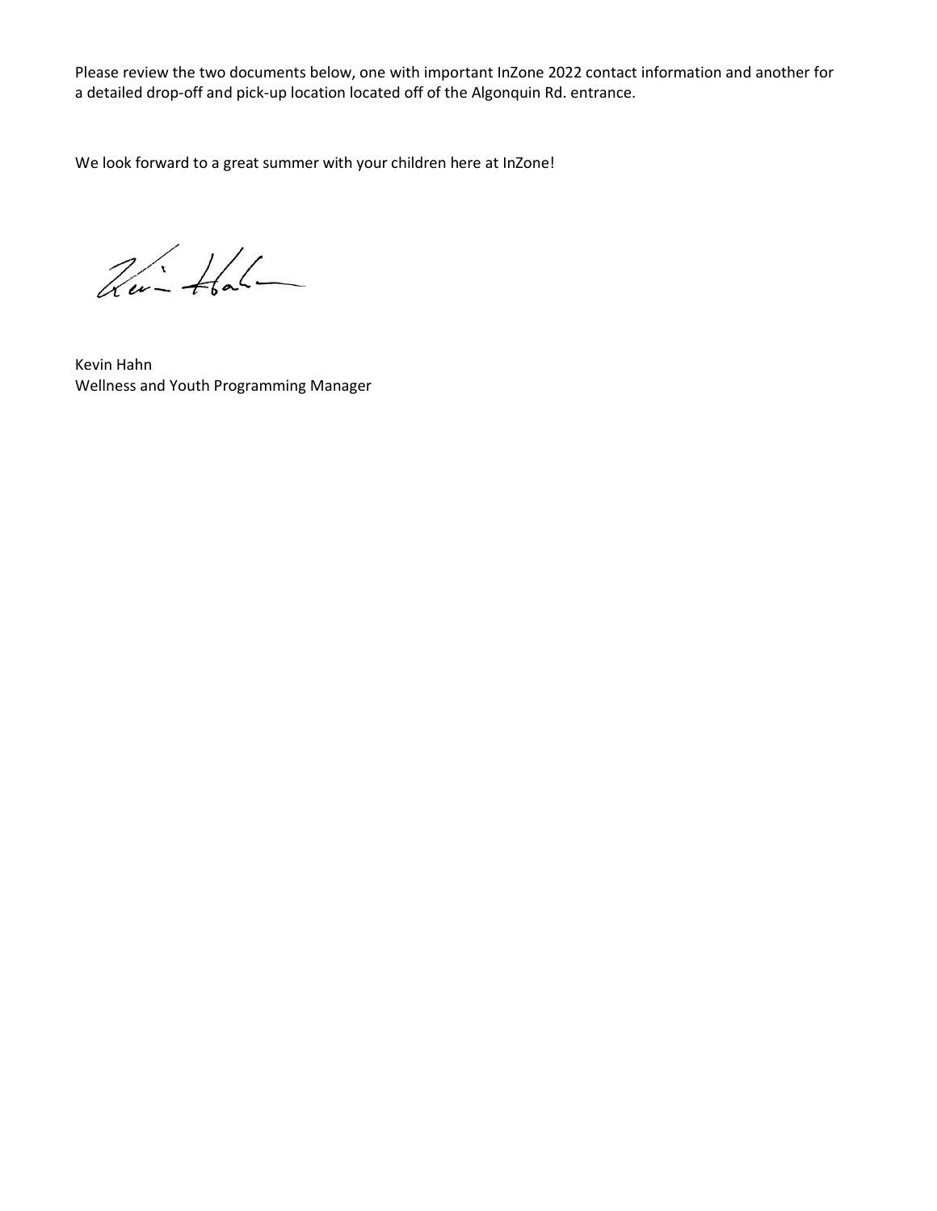Please review the two documents below, one with important InZone 2022 contact information and another for a detailed drop-off and pick-up location located off of the Algonquin Rd. entrance.

We look forward to a great summer with your children here at InZone!

Kevin Hahn
Wellness and Youth Programming Manager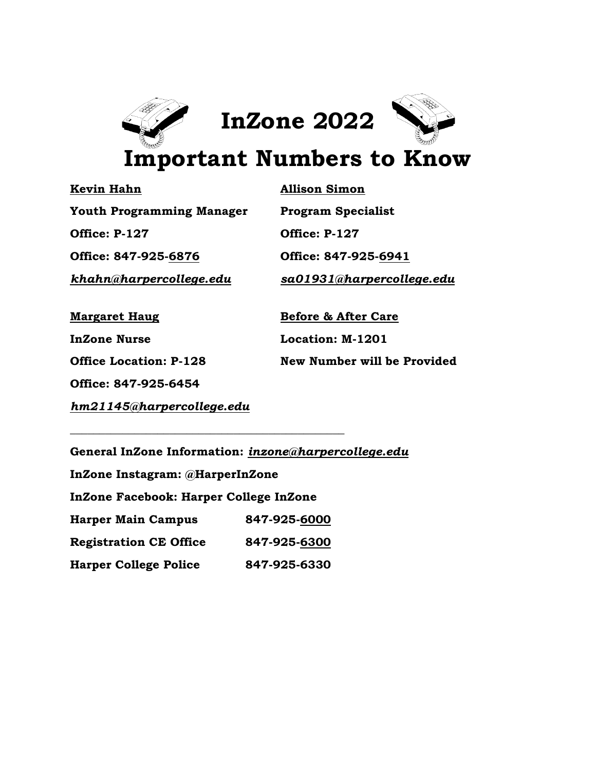# InZone 2022

# Important Numbers to Know

**Kevin Hahn**
**Youth Programming Manager**
**Office: P-127**
**Office: 847-925-6876**
***khahn@harpercollege.edu***

**Allison Simon**
**Program Specialist**
**Office: P-127**
**Office: 847-925-6941**
***sa01931@harpercollege.edu***

**Margaret Haug**
**InZone Nurse**
**Office Location: P-128**
**Office: 847-925-6454**
***hm21145@harpercollege.edu***

**Before & After Care**
**Location: M-1201**
**New Number will be Provided**

---

**General InZone Information:** ***inzone@harpercollege.edu***

**InZone Instagram: @HarperInZone**

**InZone Facebook: Harper College InZone**

| | |
|---|---|
| **Harper Main Campus** | **847-925-6000** |
| **Registration CE Office** | **847-925-6300** |
| **Harper College Police** | **847-925-6330** |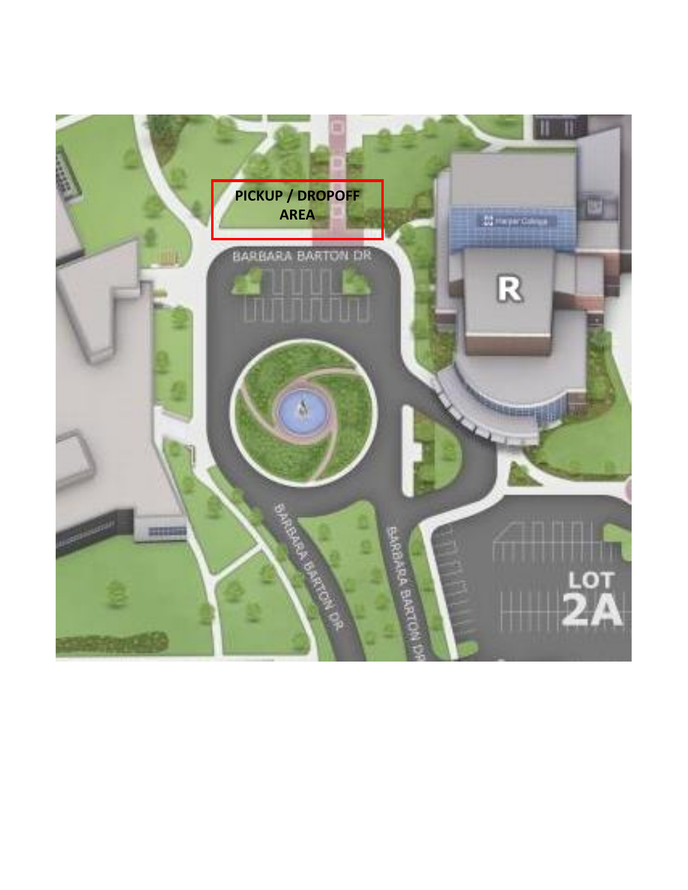PICKUP / DROPOFF AREA

BARBARA BARTON DR

R

BARBARA BARTON DR

BARBARA BARTON DR

LOT 2A